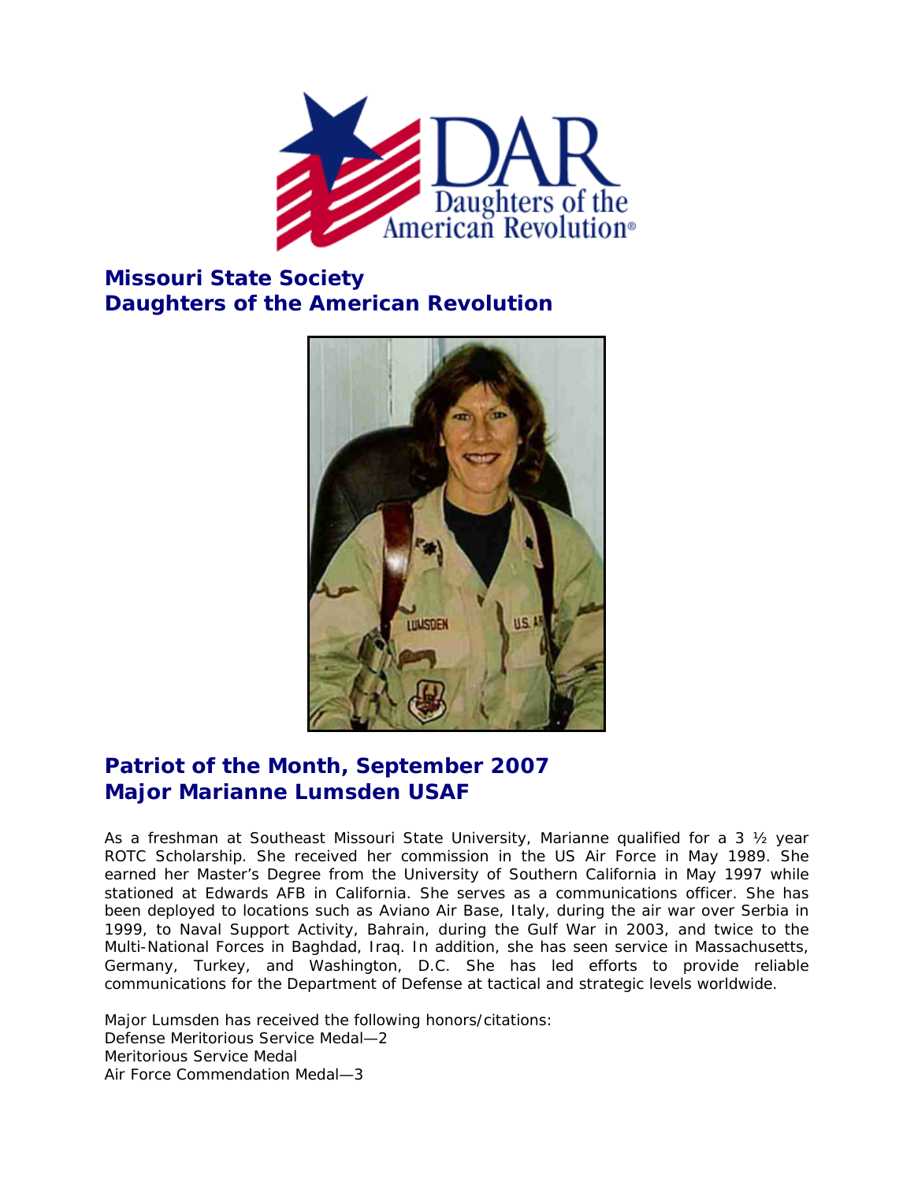## Missouri State Society
## Daughters of the American Revolution

## Patriot of the Month, September 2007
## Major Marianne Lumsden USAF

As a freshman at Southeast Missouri State University, Marianne qualified for a 3 ½ year ROTC Scholarship. She received her commission in the US Air Force in May 1989. She earned her Master's Degree from the University of Southern California in May 1997 while stationed at Edwards AFB in California. She serves as a communications officer. She has been deployed to locations such as Aviano Air Base, Italy, during the air war over Serbia in 1999, to Naval Support Activity, Bahrain, during the Gulf War in 2003, and twice to the Multi-National Forces in Baghdad, Iraq. In addition, she has seen service in Massachusetts, Germany, Turkey, and Washington, D.C. She has led efforts to provide reliable communications for the Department of Defense at tactical and strategic levels worldwide.

Major Lumsden has received the following honors/citations:
Defense Meritorious Service Medal—2
Meritorious Service Medal
Air Force Commendation Medal—3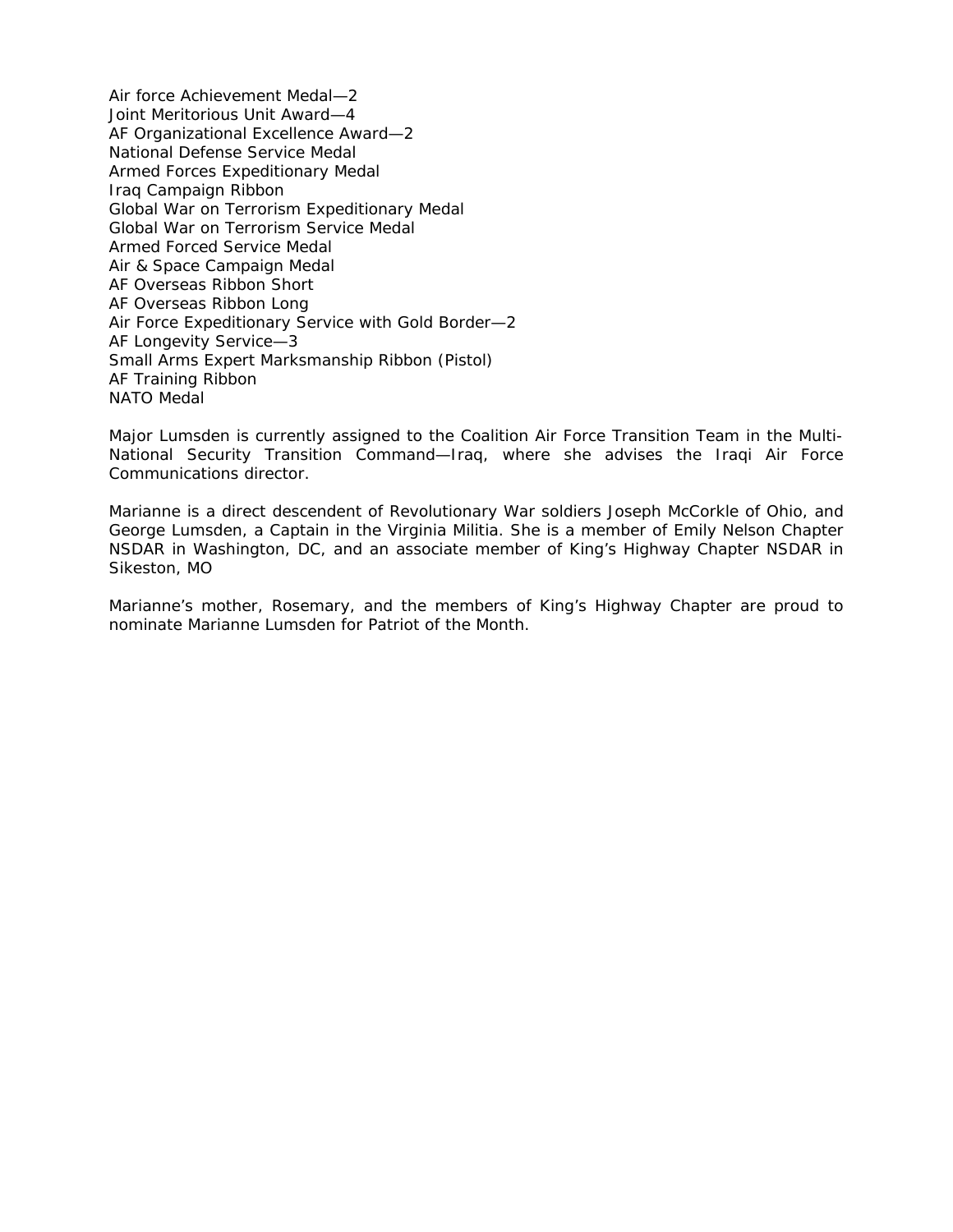Air force Achievement Medal—2
Joint Meritorious Unit Award—4
AF Organizational Excellence Award—2
National Defense Service Medal
Armed Forces Expeditionary Medal
Iraq Campaign Ribbon
Global War on Terrorism Expeditionary Medal
Global War on Terrorism Service Medal
Armed Forced Service Medal
Air & Space Campaign Medal
AF Overseas Ribbon Short
AF Overseas Ribbon Long
Air Force Expeditionary Service with Gold Border—2
AF Longevity Service—3
Small Arms Expert Marksmanship Ribbon (Pistol)
AF Training Ribbon
NATO Medal

Major Lumsden is currently assigned to the Coalition Air Force Transition Team in the Multi-National Security Transition Command—Iraq, where she advises the Iraqi Air Force Communications director.

Marianne is a direct descendent of Revolutionary War soldiers Joseph McCorkle of Ohio, and George Lumsden, a Captain in the Virginia Militia. She is a member of Emily Nelson Chapter NSDAR in Washington, DC, and an associate member of King's Highway Chapter NSDAR in Sikeston, MO

Marianne's mother, Rosemary, and the members of King's Highway Chapter are proud to nominate Marianne Lumsden for Patriot of the Month.